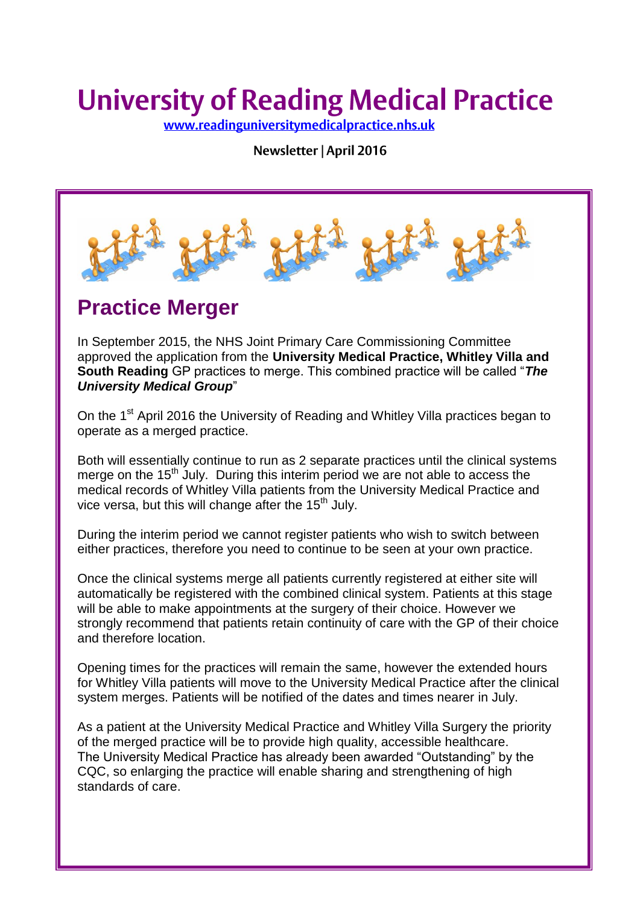# University of Reading Medical Practice

www.readinguniversitymedicalpractice.nhs.uk

**Newsletter | April 2016**

## Practice Merger

In September 2015, the NHS Joint Primary Care Commissioning Committee approved the application from the **University Medical Practice, Whitley Villa and South Reading** GP practices to merge. This combined practice will be called "***The University Medical Group***"

On the 1st April 2016 the University of Reading and Whitley Villa practices began to operate as a merged practice.

Both will essentially continue to run as 2 separate practices until the clinical systems merge on the 15th July. During this interim period we are not able to access the medical records of Whitley Villa patients from the University Medical Practice and vice versa, but this will change after the 15th July.

During the interim period we cannot register patients who wish to switch between either practices, therefore you need to continue to be seen at your own practice.

Once the clinical systems merge all patients currently registered at either site will automatically be registered with the combined clinical system. Patients at this stage will be able to make appointments at the surgery of their choice. However we strongly recommend that patients retain continuity of care with the GP of their choice and therefore location.

Opening times for the practices will remain the same, however the extended hours for Whitley Villa patients will move to the University Medical Practice after the clinical system merges. Patients will be notified of the dates and times nearer in July.

As a patient at the University Medical Practice and Whitley Villa Surgery the priority of the merged practice will be to provide high quality, accessible healthcare. The University Medical Practice has already been awarded "Outstanding" by the CQC, so enlarging the practice will enable sharing and strengthening of high standards of care.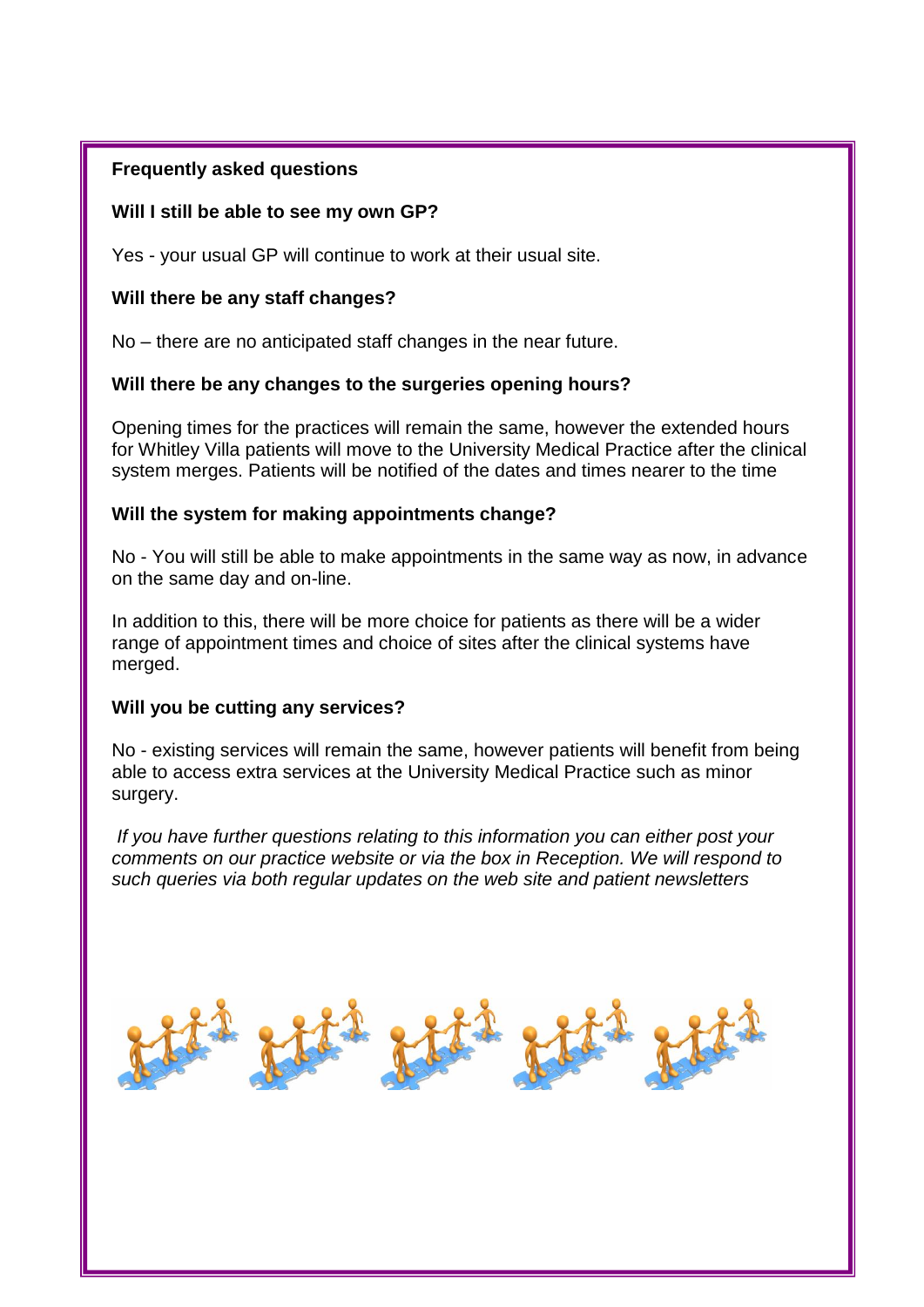**Frequently asked questions**

**Will I still be able to see my own GP?**

Yes - your usual GP will continue to work at their usual site.

**Will there be any staff changes?**

No – there are no anticipated staff changes in the near future.

**Will there be any changes to the surgeries opening hours?**

Opening times for the practices will remain the same, however the extended hours for Whitley Villa patients will move to the University Medical Practice after the clinical system merges. Patients will be notified of the dates and times nearer to the time

**Will the system for making appointments change?**

No - You will still be able to make appointments in the same way as now, in advance on the same day and on-line.

In addition to this, there will be more choice for patients as there will be a wider range of appointment times and choice of sites after the clinical systems have merged.

**Will you be cutting any services?**

No - existing services will remain the same, however patients will benefit from being able to access extra services at the University Medical Practice such as minor surgery.

*If you have further questions relating to this information you can either post your comments on our practice website or via the box in Reception. We will respond to such queries via both regular updates on the web site and patient newsletters*